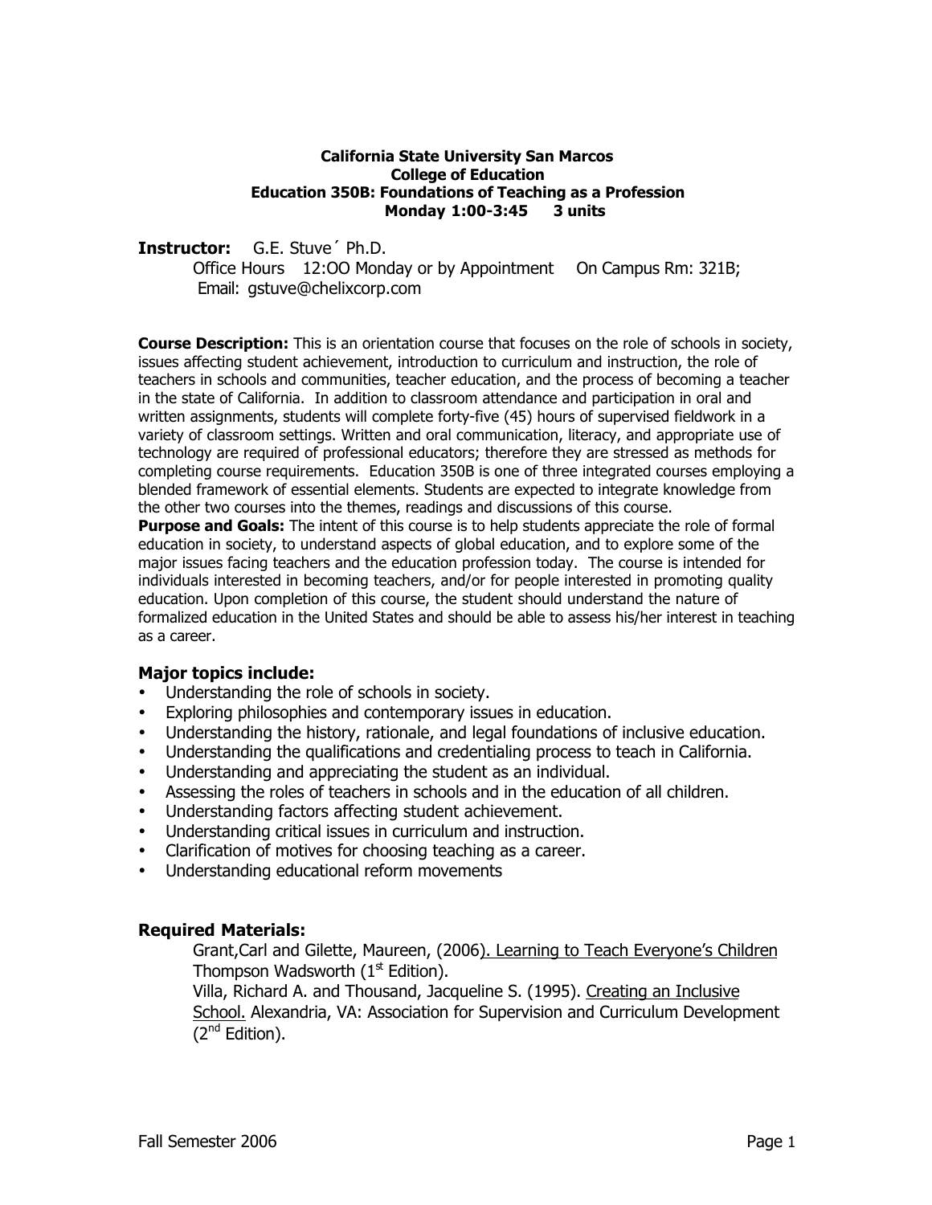**California State University San Marcos**
**College of Education**
**Education 350B: Foundations of Teaching as a Profession**
**Monday 1:00-3:45 3 units**

**Instructor:** G.E. Stuve´ Ph.D.
Office Hours 12:OO Monday or by Appointment On Campus Rm: 321B;
Email: gstuve@chelixcorp.com

**Course Description:** This is an orientation course that focuses on the role of schools in society, issues affecting student achievement, introduction to curriculum and instruction, the role of teachers in schools and communities, teacher education, and the process of becoming a teacher in the state of California. In addition to classroom attendance and participation in oral and written assignments, students will complete forty-five (45) hours of supervised fieldwork in a variety of classroom settings. Written and oral communication, literacy, and appropriate use of technology are required of professional educators; therefore they are stressed as methods for completing course requirements. Education 350B is one of three integrated courses employing a blended framework of essential elements. Students are expected to integrate knowledge from the other two courses into the themes, readings and discussions of this course.

**Purpose and Goals:** The intent of this course is to help students appreciate the role of formal education in society, to understand aspects of global education, and to explore some of the major issues facing teachers and the education profession today. The course is intended for individuals interested in becoming teachers, and/or for people interested in promoting quality education. Upon completion of this course, the student should understand the nature of formalized education in the United States and should be able to assess his/her interest in teaching as a career.

### Major topics include:

- Understanding the role of schools in society.
- Exploring philosophies and contemporary issues in education.
- Understanding the history, rationale, and legal foundations of inclusive education.
- Understanding the qualifications and credentialing process to teach in California.
- Understanding and appreciating the student as an individual.
- Assessing the roles of teachers in schools and in the education of all children.
- Understanding factors affecting student achievement.
- Understanding critical issues in curriculum and instruction.
- Clarification of motives for choosing teaching as a career.
- Understanding educational reform movements

### Required Materials:

Grant,Carl and Gilette, Maureen, (2006). Learning to Teach Everyone's Children Thompson Wadsworth (1st Edition).

Villa, Richard A. and Thousand, Jacqueline S. (1995). Creating an Inclusive School. Alexandria, VA: Association for Supervision and Curriculum Development (2nd Edition).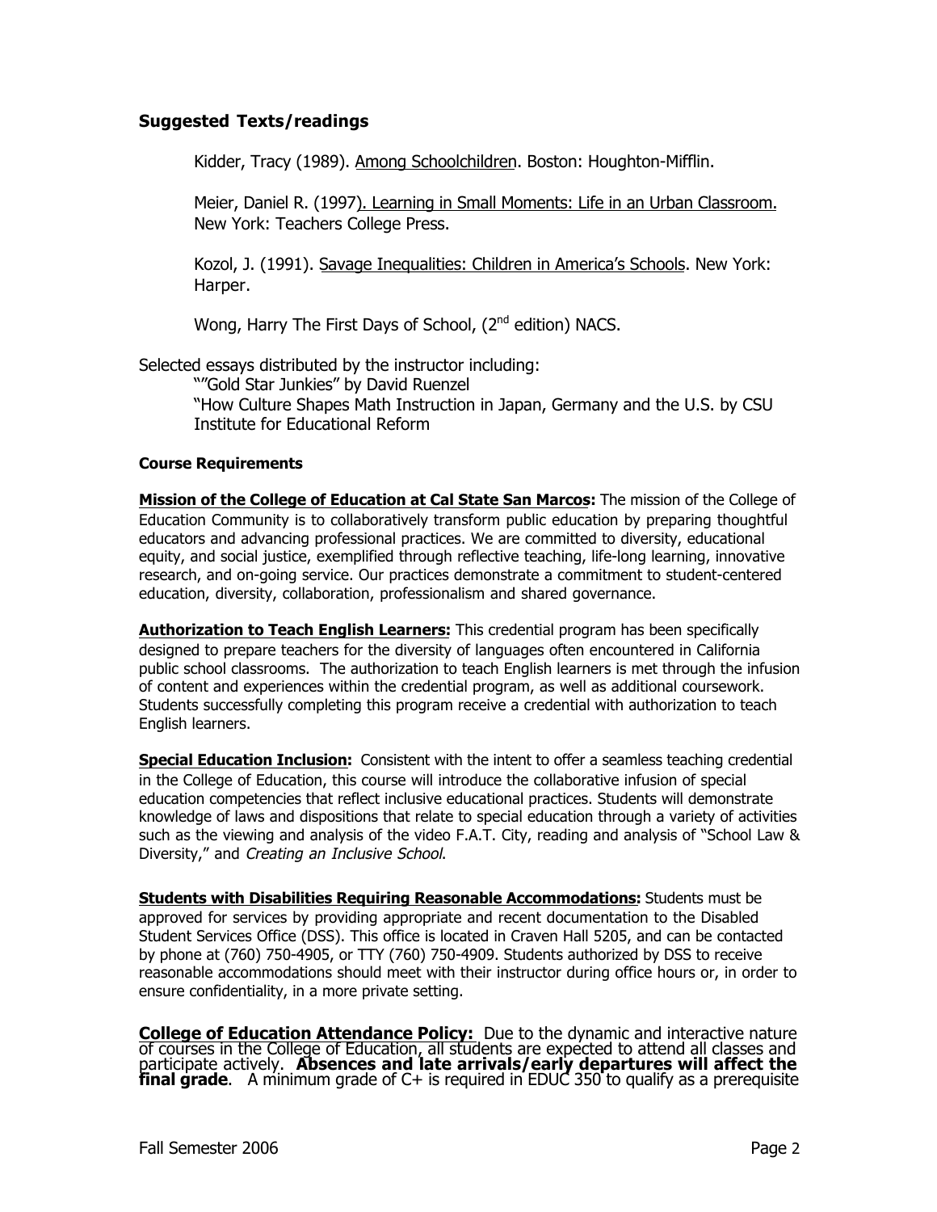## Suggested Texts/readings

Kidder, Tracy (1989). Among Schoolchildren. Boston: Houghton-Mifflin.

Meier, Daniel R. (1997). Learning in Small Moments: Life in an Urban Classroom. New York: Teachers College Press.

Kozol, J. (1991). Savage Inequalities: Children in America's Schools. New York: Harper.

Wong, Harry The First Days of School, (2nd edition) NACS.

Selected essays distributed by the instructor including:

""Gold Star Junkies" by David Ruenzel
"How Culture Shapes Math Instruction in Japan, Germany and the U.S. by CSU Institute for Educational Reform

### Course Requirements

**Mission of the College of Education at Cal State San Marcos:** The mission of the College of Education Community is to collaboratively transform public education by preparing thoughtful educators and advancing professional practices. We are committed to diversity, educational equity, and social justice, exemplified through reflective teaching, life-long learning, innovative research, and on-going service. Our practices demonstrate a commitment to student-centered education, diversity, collaboration, professionalism and shared governance.

**Authorization to Teach English Learners:** This credential program has been specifically designed to prepare teachers for the diversity of languages often encountered in California public school classrooms. The authorization to teach English learners is met through the infusion of content and experiences within the credential program, as well as additional coursework. Students successfully completing this program receive a credential with authorization to teach English learners.

**Special Education Inclusion:** Consistent with the intent to offer a seamless teaching credential in the College of Education, this course will introduce the collaborative infusion of special education competencies that reflect inclusive educational practices. Students will demonstrate knowledge of laws and dispositions that relate to special education through a variety of activities such as the viewing and analysis of the video F.A.T. City, reading and analysis of "School Law & Diversity," and *Creating an Inclusive School*.

**Students with Disabilities Requiring Reasonable Accommodations:** Students must be approved for services by providing appropriate and recent documentation to the Disabled Student Services Office (DSS). This office is located in Craven Hall 5205, and can be contacted by phone at (760) 750-4905, or TTY (760) 750-4909. Students authorized by DSS to receive reasonable accommodations should meet with their instructor during office hours or, in order to ensure confidentiality, in a more private setting.

**College of Education Attendance Policy:** Due to the dynamic and interactive nature of courses in the College of Education, all students are expected to attend all classes and participate actively. **Absences and late arrivals/early departures will affect the final grade**. A minimum grade of C+ is required in EDUC 350 to qualify as a prerequisite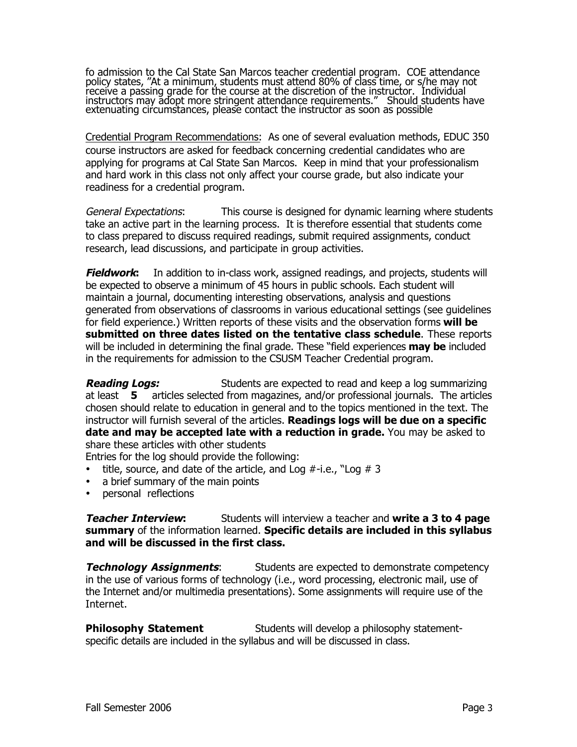fo admission to the Cal State San Marcos teacher credential program. COE attendance policy states, "At a minimum, students must attend 80% of class time, or s/he may not receive a passing grade for the course at the discretion of the instructor. Individual instructors may adopt more stringent attendance requirements." Should students have extenuating circumstances, please contact the instructor as soon as possible

Credential Program Recommendations: As one of several evaluation methods, EDUC 350 course instructors are asked for feedback concerning credential candidates who are applying for programs at Cal State San Marcos. Keep in mind that your professionalism and hard work in this class not only affect your course grade, but also indicate your readiness for a credential program.

*General Expectations*: This course is designed for dynamic learning where students take an active part in the learning process. It is therefore essential that students come to class prepared to discuss required readings, submit required assignments, conduct research, lead discussions, and participate in group activities.

***Fieldwork*:** In addition to in-class work, assigned readings, and projects, students will be expected to observe a minimum of 45 hours in public schools. Each student will maintain a journal, documenting interesting observations, analysis and questions generated from observations of classrooms in various educational settings (see guidelines for field experience.) Written reports of these visits and the observation forms **will be submitted on three dates listed on the tentative class schedule**. These reports will be included in determining the final grade. These "field experiences **may be** included in the requirements for admission to the CSUSM Teacher Credential program.

***Reading Logs:*** Students are expected to read and keep a log summarizing at least **5** articles selected from magazines, and/or professional journals. The articles chosen should relate to education in general and to the topics mentioned in the text. The instructor will furnish several of the articles. **Readings logs will be due on a specific date and may be accepted late with a reduction in grade.** You may be asked to share these articles with other students

Entries for the log should provide the following:

- title, source, and date of the article, and Log #-i.e., "Log # 3
- a brief summary of the main points
- personal reflections

***Teacher Interview*:** Students will interview a teacher and **write a 3 to 4 page summary** of the information learned. **Specific details are included in this syllabus and will be discussed in the first class.**

***Technology Assignments***: Students are expected to demonstrate competency in the use of various forms of technology (i.e., word processing, electronic mail, use of the Internet and/or multimedia presentations). Some assignments will require use of the Internet.

**Philosophy Statement** Students will develop a philosophy statement-specific details are included in the syllabus and will be discussed in class.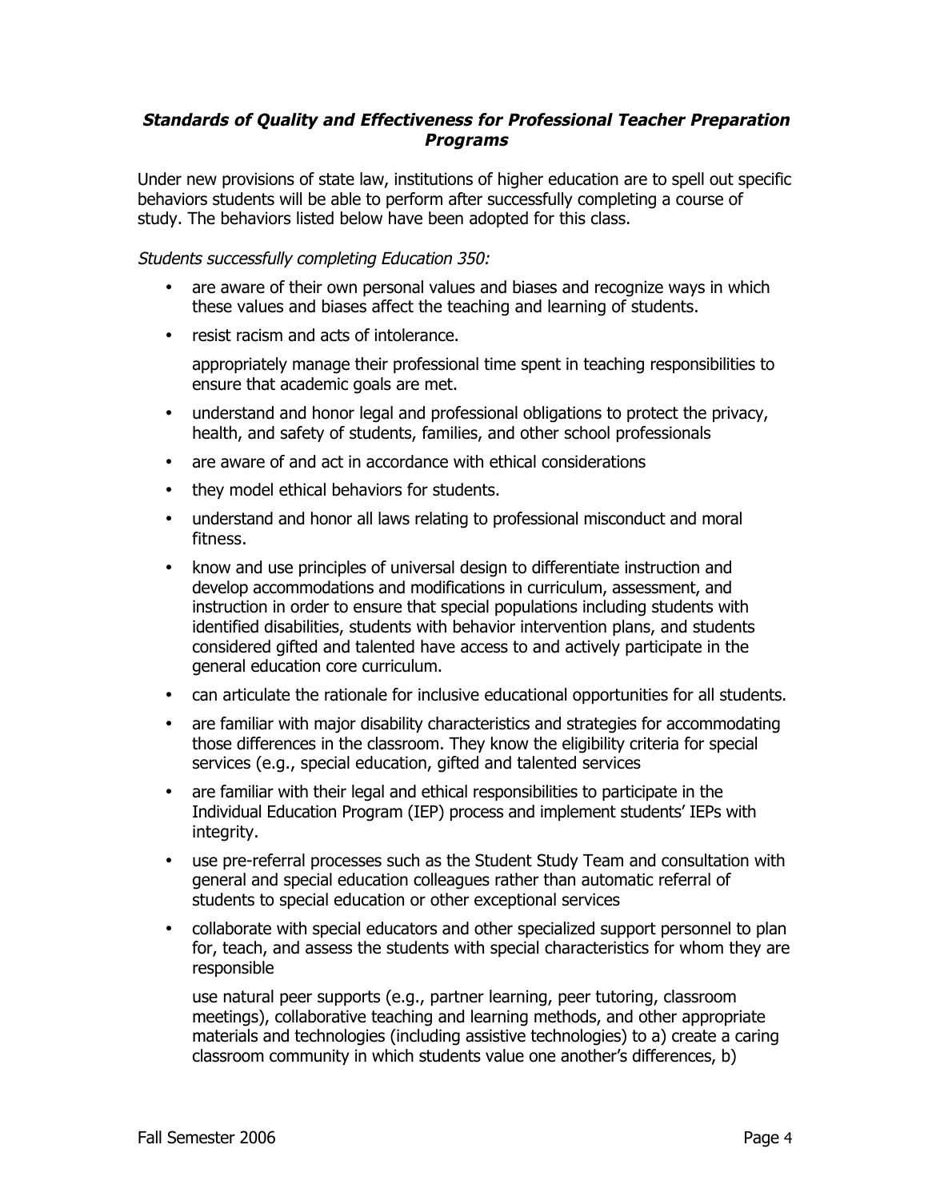***Standards of Quality and Effectiveness for Professional Teacher Preparation Programs***

Under new provisions of state law, institutions of higher education are to spell out specific behaviors students will be able to perform after successfully completing a course of study. The behaviors listed below have been adopted for this class.

*Students successfully completing Education 350:*

- are aware of their own personal values and biases and recognize ways in which these values and biases affect the teaching and learning of students.
- resist racism and acts of intolerance.

  appropriately manage their professional time spent in teaching responsibilities to ensure that academic goals are met.
- understand and honor legal and professional obligations to protect the privacy, health, and safety of students, families, and other school professionals
- are aware of and act in accordance with ethical considerations
- they model ethical behaviors for students.
- understand and honor all laws relating to professional misconduct and moral fitness.
- know and use principles of universal design to differentiate instruction and develop accommodations and modifications in curriculum, assessment, and instruction in order to ensure that special populations including students with identified disabilities, students with behavior intervention plans, and students considered gifted and talented have access to and actively participate in the general education core curriculum.
- can articulate the rationale for inclusive educational opportunities for all students.
- are familiar with major disability characteristics and strategies for accommodating those differences in the classroom. They know the eligibility criteria for special services (e.g., special education, gifted and talented services
- are familiar with their legal and ethical responsibilities to participate in the Individual Education Program (IEP) process and implement students' IEPs with integrity.
- use pre-referral processes such as the Student Study Team and consultation with general and special education colleagues rather than automatic referral of students to special education or other exceptional services
- collaborate with special educators and other specialized support personnel to plan for, teach, and assess the students with special characteristics for whom they are responsible

  use natural peer supports (e.g., partner learning, peer tutoring, classroom meetings), collaborative teaching and learning methods, and other appropriate materials and technologies (including assistive technologies) to a) create a caring classroom community in which students value one another's differences, b)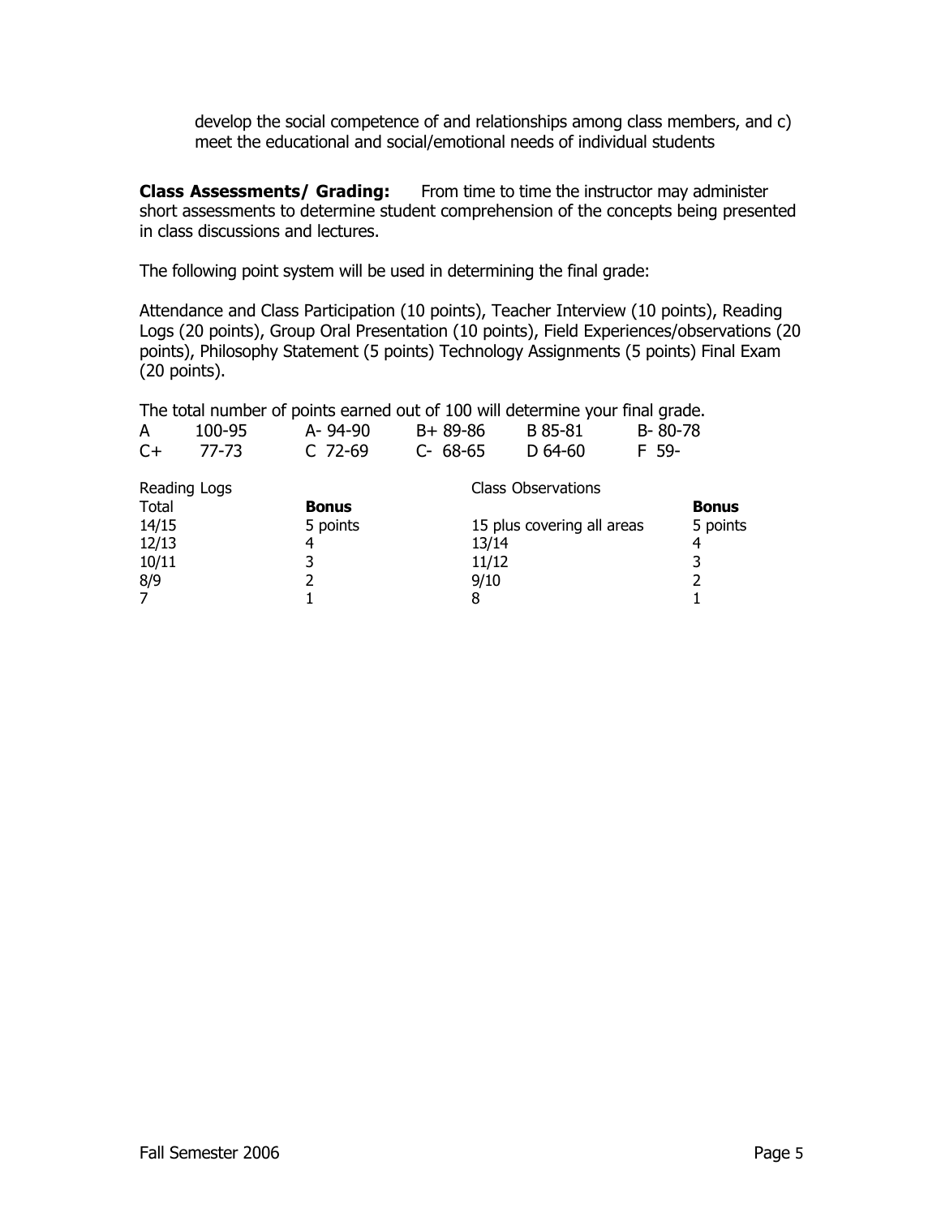develop the social competence of and relationships among class members, and c) meet the educational and social/emotional needs of individual students

**Class Assessments/ Grading:** From time to time the instructor may administer short assessments to determine student comprehension of the concepts being presented in class discussions and lectures.

The following point system will be used in determining the final grade:

Attendance and Class Participation (10 points), Teacher Interview (10 points), Reading Logs (20 points), Group Oral Presentation (10 points), Field Experiences/observations (20 points), Philosophy Statement (5 points) Technology Assignments (5 points) Final Exam (20 points).

The total number of points earned out of 100 will determine your final grade.

| | | | | |
|---|---|---|---|---|
| A 100-95 | A- 94-90 | B+ 89-86 | B 85-81 | B- 80-78 |
| C+ 77-73 | C 72-69 | C- 68-65 | D 64-60 | F 59- |

| Reading Logs | | Class Observations | |
|---|---|---|---|
| Total | **Bonus** | | **Bonus** |
| 14/15 | 5 points | 15 plus covering all areas | 5 points |
| 12/13 | 4 | 13/14 | 4 |
| 10/11 | 3 | 11/12 | 3 |
| 8/9 | 2 | 9/10 | 2 |
| 7 | 1 | 8 | 1 |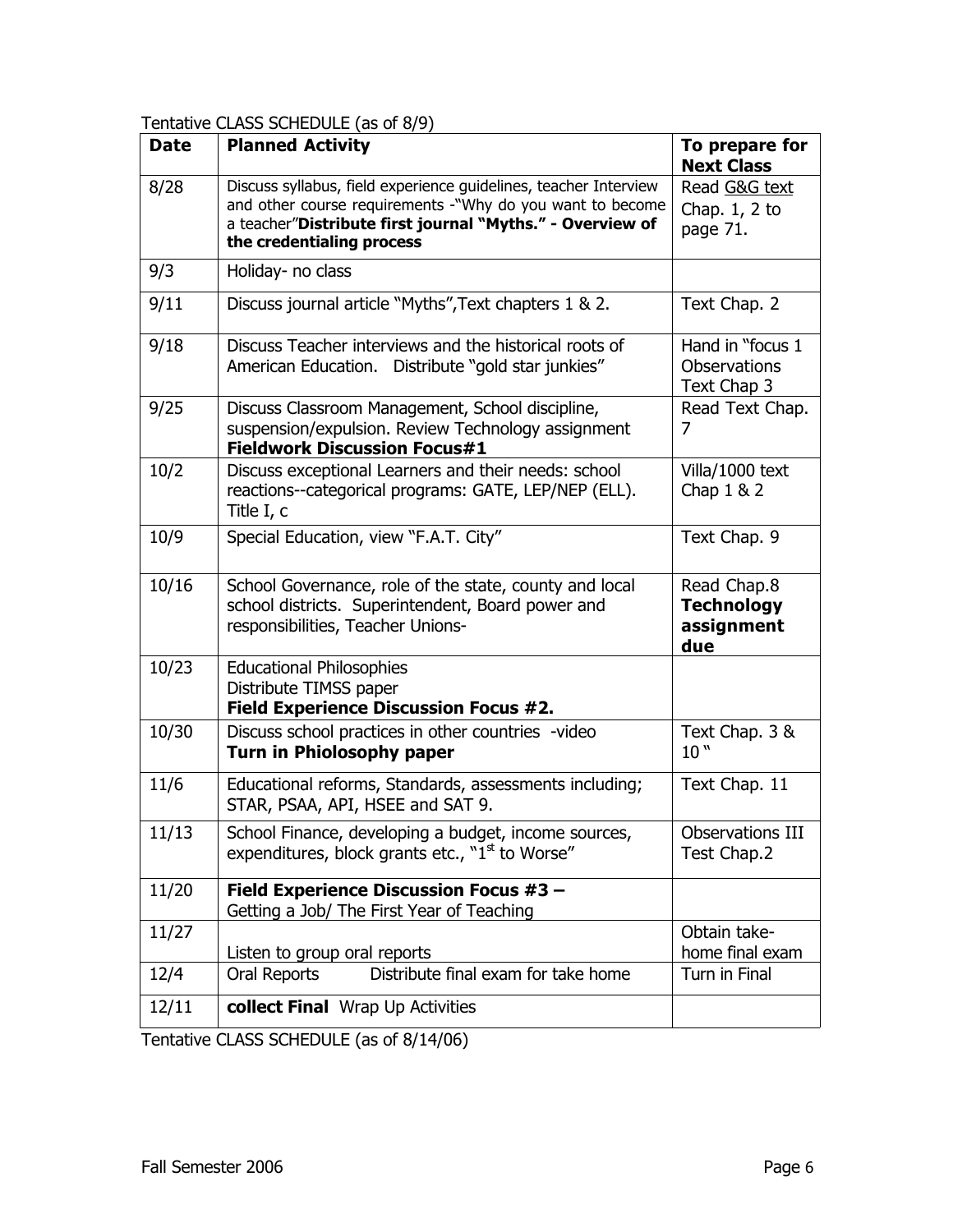Tentative CLASS SCHEDULE (as of 8/9)

| Date | Planned Activity | To prepare for Next Class |
|---|---|---|
| 8/28 | Discuss syllabus, field experience guidelines, teacher Interview and other course requirements -"Why do you want to become a teacher"**Distribute first journal "Myths." - Overview of the credentialing process** | Read G&G text Chap. 1, 2 to page 71. |
| 9/3 | Holiday- no class | |
| 9/11 | Discuss journal article "Myths",Text chapters 1 & 2. | Text Chap. 2 |
| 9/18 | Discuss Teacher interviews and the historical roots of American Education. Distribute "gold star junkies" | Hand in "focus 1 Observations Text Chap 3 |
| 9/25 | Discuss Classroom Management, School discipline, suspension/expulsion. Review Technology assignment **Fieldwork Discussion Focus#1** | Read Text Chap. 7 |
| 10/2 | Discuss exceptional Learners and their needs: school reactions--categorical programs: GATE, LEP/NEP (ELL). Title I, c | Villa/1000 text Chap 1 & 2 |
| 10/9 | Special Education, view "F.A.T. City" | Text Chap. 9 |
| 10/16 | School Governance, role of the state, county and local school districts. Superintendent, Board power and responsibilities, Teacher Unions- | Read Chap.8 **Technology assignment due** |
| 10/23 | Educational Philosophies<br>Distribute TIMSS paper<br>**Field Experience Discussion Focus #2.** | |
| 10/30 | Discuss school practices in other countries -video<br>**Turn in Phiolosophy paper** | Text Chap. 3 & 10 " |
| 11/6 | Educational reforms, Standards, assessments including; STAR, PSAA, API, HSEE and SAT 9. | Text Chap. 11 |
| 11/13 | School Finance, developing a budget, income sources, expenditures, block grants etc., "1st to Worse" | Observations III Test Chap.2 |
| 11/20 | **Field Experience Discussion Focus #3 –** Getting a Job/ The First Year of Teaching | |
| 11/27 | Listen to group oral reports | Obtain take-home final exam |
| 12/4 | Oral Reports Distribute final exam for take home | Turn in Final |
| 12/11 | **collect Final** Wrap Up Activities | |

Tentative CLASS SCHEDULE (as of 8/14/06)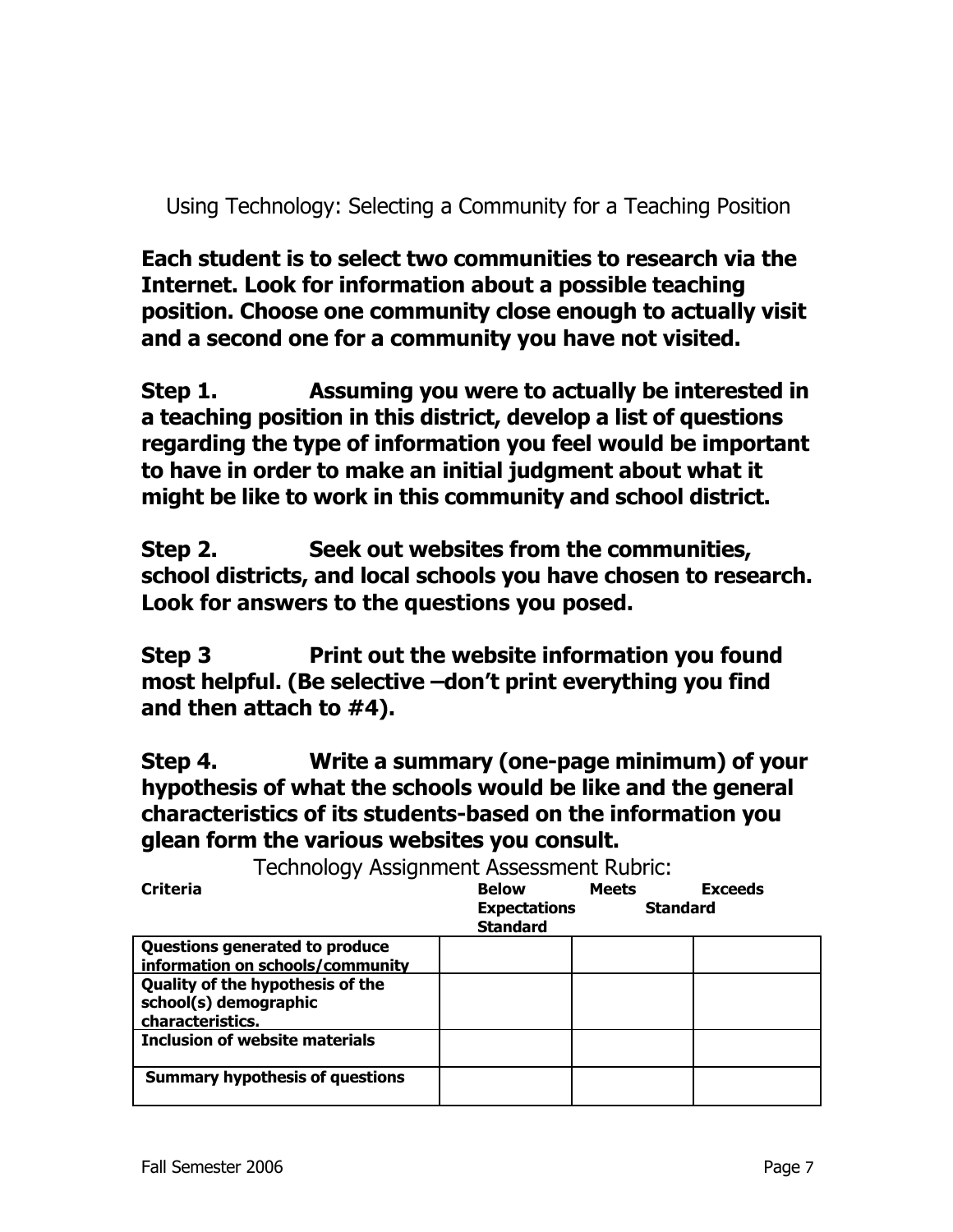## Using Technology: Selecting a Community for a Teaching Position

**Each student is to select two communities to research via the Internet. Look for information about a possible teaching position. Choose one community close enough to actually visit and a second one for a community you have not visited.**

**Step 1.** **Assuming you were to actually be interested in a teaching position in this district, develop a list of questions regarding the type of information you feel would be important to have in order to make an initial judgment about what it might be like to work in this community and school district.**

**Step 2.** **Seek out websites from the communities, school districts, and local schools you have chosen to research. Look for answers to the questions you posed.**

**Step 3** **Print out the website information you found most helpful. (Be selective –don't print everything you find and then attach to #4).**

**Step 4.** **Write a summary (one-page minimum) of your hypothesis of what the schools would be like and the general characteristics of its students-based on the information you glean form the various websites you consult.**

### Technology Assignment Assessment Rubric:

| **Criteria** | **Below Expectations Standard** | **Meets Standard** | **Exceeds** |
|---|---|---|---|
| **Questions generated to produce information on schools/community** | | | |
| **Quality of the hypothesis of the school(s) demographic characteristics.** | | | |
| **Inclusion of website materials** | | | |
| **Summary hypothesis of questions** | | | |

Fall Semester 2006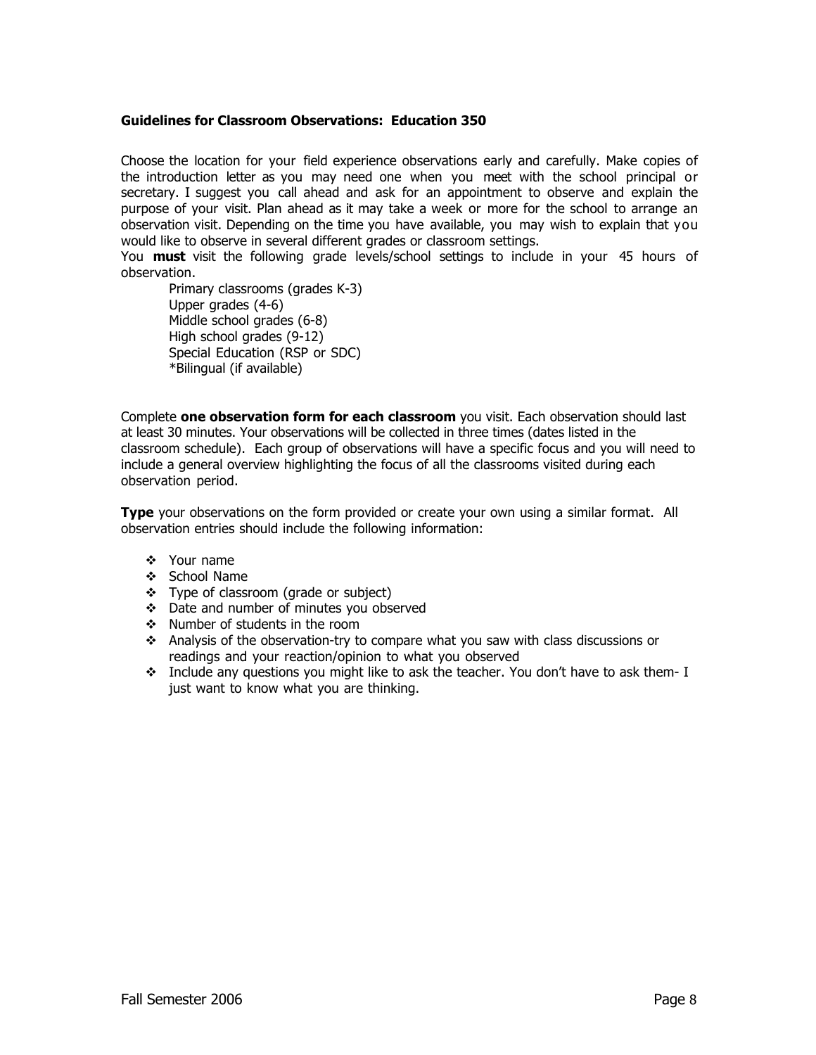**Guidelines for Classroom Observations: Education 350**

Choose the location for your field experience observations early and carefully. Make copies of the introduction letter as you may need one when you meet with the school principal or secretary. I suggest you call ahead and ask for an appointment to observe and explain the purpose of your visit. Plan ahead as it may take a week or more for the school to arrange an observation visit. Depending on the time you have available, you may wish to explain that you would like to observe in several different grades or classroom settings.

You **must** visit the following grade levels/school settings to include in your 45 hours of observation.

Primary classrooms (grades K-3)
Upper grades (4-6)
Middle school grades (6-8)
High school grades (9-12)
Special Education (RSP or SDC)
*Bilingual (if available)

Complete **one observation form for each classroom** you visit. Each observation should last at least 30 minutes. Your observations will be collected in three times (dates listed in the classroom schedule). Each group of observations will have a specific focus and you will need to include a general overview highlighting the focus of all the classrooms visited during each observation period.

**Type** your observations on the form provided or create your own using a similar format. All observation entries should include the following information:

- Your name
- School Name
- Type of classroom (grade or subject)
- Date and number of minutes you observed
- Number of students in the room
- Analysis of the observation-try to compare what you saw with class discussions or readings and your reaction/opinion to what you observed
- Include any questions you might like to ask the teacher. You don't have to ask them- I just want to know what you are thinking.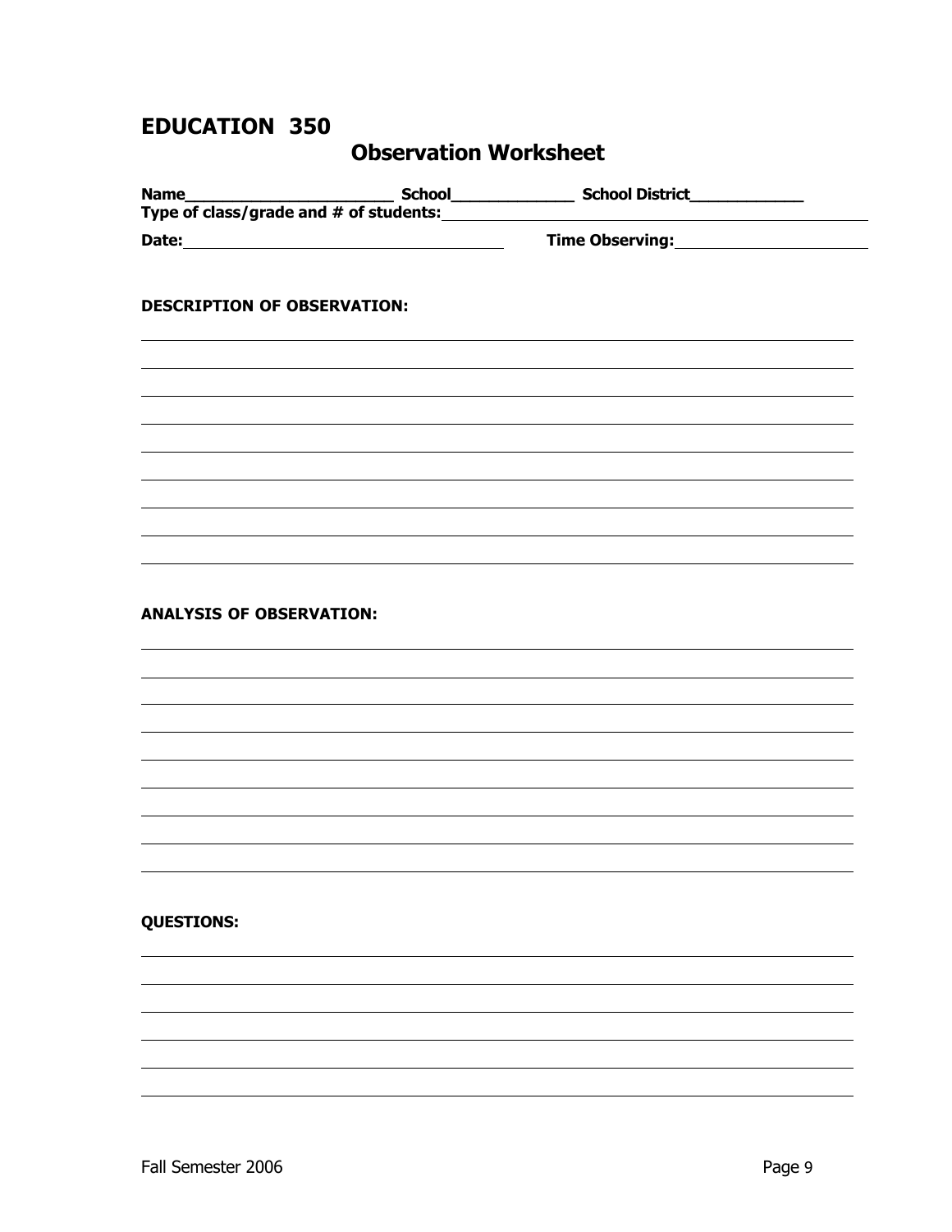# EDUCATION 350

## Observation Worksheet

**Name**_______________________ **School**_____________ **School District**____________

**Type of class/grade and # of students:**_______________________________________________

**Date:**_________________________________ **Time Observing:**______________________

**DESCRIPTION OF OBSERVATION:**

______________________________________________________________________________

______________________________________________________________________________

______________________________________________________________________________

______________________________________________________________________________

______________________________________________________________________________

______________________________________________________________________________

______________________________________________________________________________

______________________________________________________________________________

______________________________________________________________________________

**ANALYSIS OF OBSERVATION:**

______________________________________________________________________________

______________________________________________________________________________

______________________________________________________________________________

______________________________________________________________________________

______________________________________________________________________________

______________________________________________________________________________

______________________________________________________________________________

______________________________________________________________________________

______________________________________________________________________________

**QUESTIONS:**

______________________________________________________________________________

______________________________________________________________________________

______________________________________________________________________________

______________________________________________________________________________

______________________________________________________________________________

______________________________________________________________________________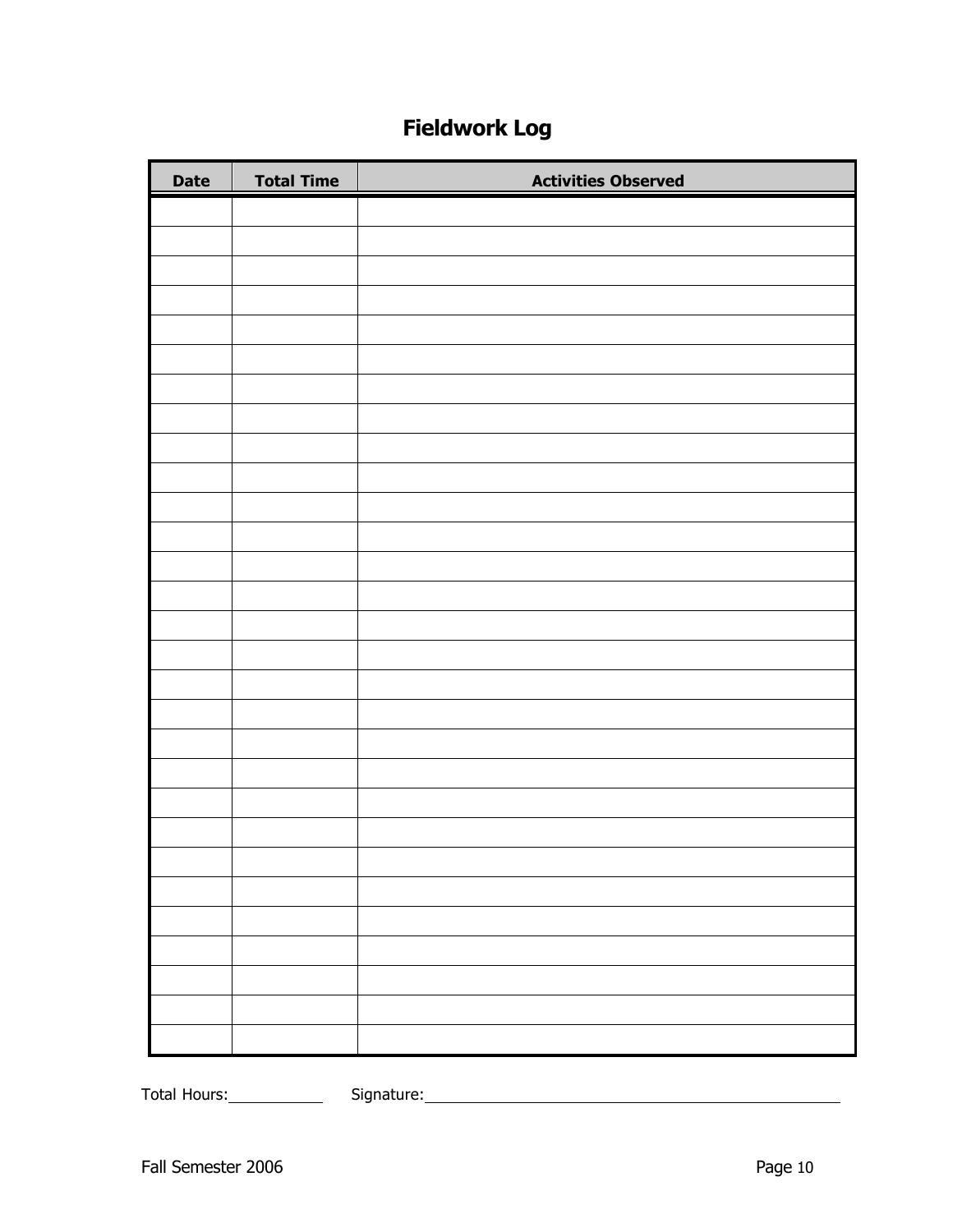# Fieldwork Log

| Date | Total Time | Activities Observed |
|---|---|---|
| | | |
| | | |
| | | |
| | | |
| | | |
| | | |
| | | |
| | | |
| | | |
| | | |
| | | |
| | | |
| | | |
| | | |
| | | |
| | | |
| | | |
| | | |
| | | |
| | | |
| | | |
| | | |
| | | |
| | | |
| | | |
| | | |
| | | |
| | | |
| | | |

Total Hours:___________ Signature:_______________________________________________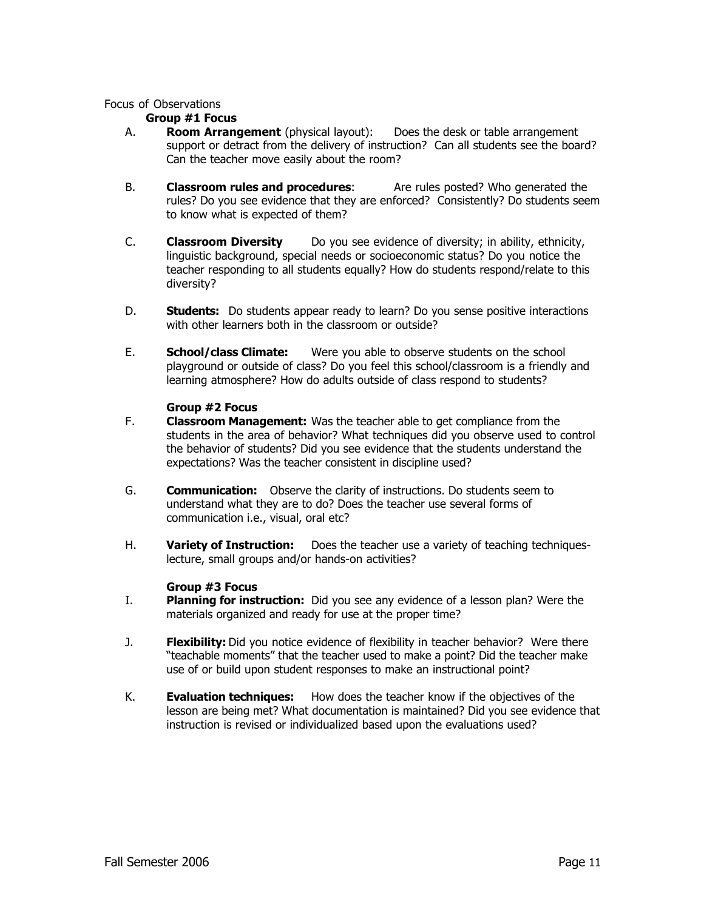Focus of Observations

**Group #1 Focus**

A. **Room Arrangement** (physical layout): Does the desk or table arrangement support or detract from the delivery of instruction? Can all students see the board? Can the teacher move easily about the room?

B. **Classroom rules and procedures**: Are rules posted? Who generated the rules? Do you see evidence that they are enforced? Consistently? Do students seem to know what is expected of them?

C. **Classroom Diversity** Do you see evidence of diversity; in ability, ethnicity, linguistic background, special needs or socioeconomic status? Do you notice the teacher responding to all students equally? How do students respond/relate to this diversity?

D. **Students:** Do students appear ready to learn? Do you sense positive interactions with other learners both in the classroom or outside?

E. **School/class Climate:** Were you able to observe students on the school playground or outside of class? Do you feel this school/classroom is a friendly and learning atmosphere? How do adults outside of class respond to students?

**Group #2 Focus**

F. **Classroom Management:** Was the teacher able to get compliance from the students in the area of behavior? What techniques did you observe used to control the behavior of students? Did you see evidence that the students understand the expectations? Was the teacher consistent in discipline used?

G. **Communication:** Observe the clarity of instructions. Do students seem to understand what they are to do? Does the teacher use several forms of communication i.e., visual, oral etc?

H. **Variety of Instruction:** Does the teacher use a variety of teaching techniques-lecture, small groups and/or hands-on activities?

**Group #3 Focus**

I. **Planning for instruction:** Did you see any evidence of a lesson plan? Were the materials organized and ready for use at the proper time?

J. **Flexibility:** Did you notice evidence of flexibility in teacher behavior? Were there "teachable moments" that the teacher used to make a point? Did the teacher make use of or build upon student responses to make an instructional point?

K. **Evaluation techniques:** How does the teacher know if the objectives of the lesson are being met? What documentation is maintained? Did you see evidence that instruction is revised or individualized based upon the evaluations used?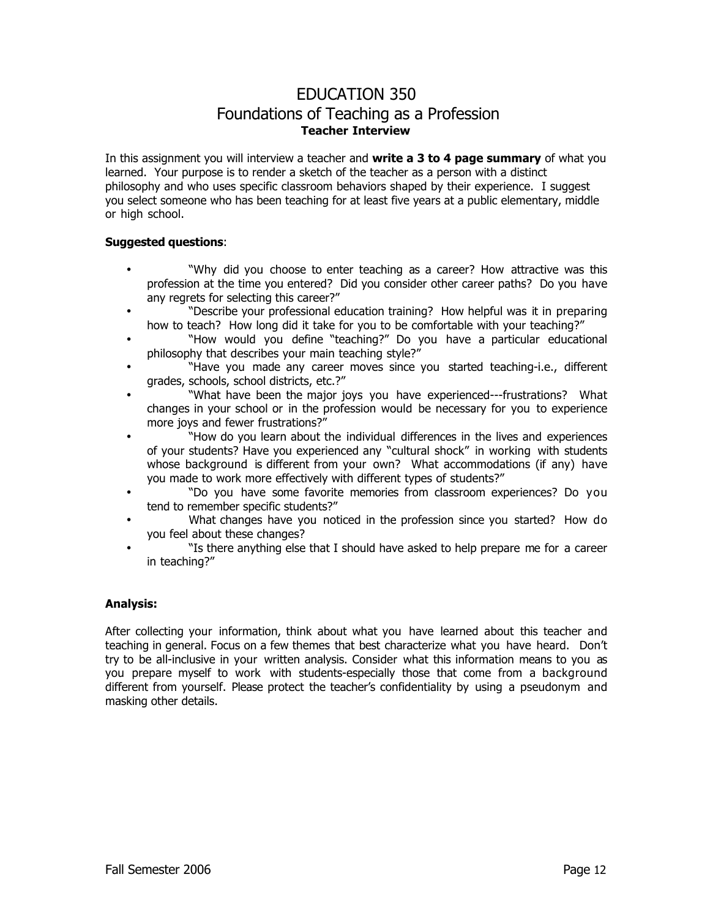# EDUCATION 350
## Foundations of Teaching as a Profession
**Teacher Interview**

In this assignment you will interview a teacher and **write a 3 to 4 page summary** of what you learned. Your purpose is to render a sketch of the teacher as a person with a distinct philosophy and who uses specific classroom behaviors shaped by their experience. I suggest you select someone who has been teaching for at least five years at a public elementary, middle or high school.

**Suggested questions**:

- "Why did you choose to enter teaching as a career? How attractive was this profession at the time you entered? Did you consider other career paths? Do you have any regrets for selecting this career?"
- "Describe your professional education training? How helpful was it in preparing how to teach? How long did it take for you to be comfortable with your teaching?"
- "How would you define "teaching?" Do you have a particular educational philosophy that describes your main teaching style?"
- "Have you made any career moves since you started teaching-i.e., different grades, schools, school districts, etc.?"
- "What have been the major joys you have experienced---frustrations? What changes in your school or in the profession would be necessary for you to experience more joys and fewer frustrations?"
- "How do you learn about the individual differences in the lives and experiences of your students? Have you experienced any "cultural shock" in working with students whose background is different from your own? What accommodations (if any) have you made to work more effectively with different types of students?"
- "Do you have some favorite memories from classroom experiences? Do you tend to remember specific students?"
- What changes have you noticed in the profession since you started? How do you feel about these changes?
- "Is there anything else that I should have asked to help prepare me for a career in teaching?"

**Analysis:**

After collecting your information, think about what you have learned about this teacher and teaching in general. Focus on a few themes that best characterize what you have heard. Don't try to be all-inclusive in your written analysis. Consider what this information means to you as you prepare myself to work with students-especially those that come from a background different from yourself. Please protect the teacher's confidentiality by using a pseudonym and masking other details.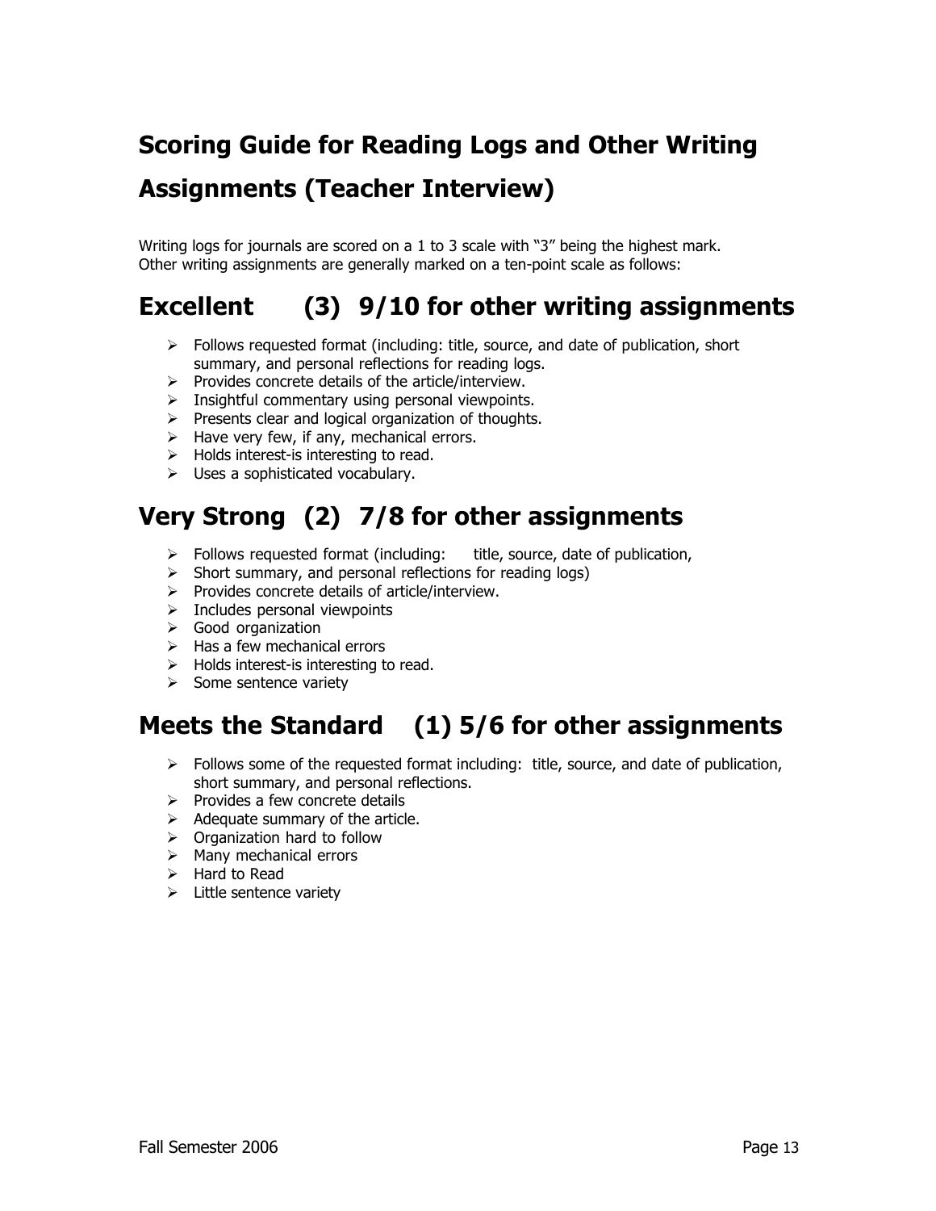# Scoring Guide for Reading Logs and Other Writing Assignments (Teacher Interview)

Writing logs for journals are scored on a 1 to 3 scale with "3" being the highest mark.
Other writing assignments are generally marked on a ten-point scale as follows:

## Excellent (3) 9/10 for other writing assignments

- Follows requested format (including: title, source, and date of publication, short summary, and personal reflections for reading logs.
- Provides concrete details of the article/interview.
- Insightful commentary using personal viewpoints.
- Presents clear and logical organization of thoughts.
- Have very few, if any, mechanical errors.
- Holds interest-is interesting to read.
- Uses a sophisticated vocabulary.

## Very Strong (2) 7/8 for other assignments

- Follows requested format (including: title, source, date of publication,
- Short summary, and personal reflections for reading logs)
- Provides concrete details of article/interview.
- Includes personal viewpoints
- Good organization
- Has a few mechanical errors
- Holds interest-is interesting to read.
- Some sentence variety

## Meets the Standard (1) 5/6 for other assignments

- Follows some of the requested format including: title, source, and date of publication, short summary, and personal reflections.
- Provides a few concrete details
- Adequate summary of the article.
- Organization hard to follow
- Many mechanical errors
- Hard to Read
- Little sentence variety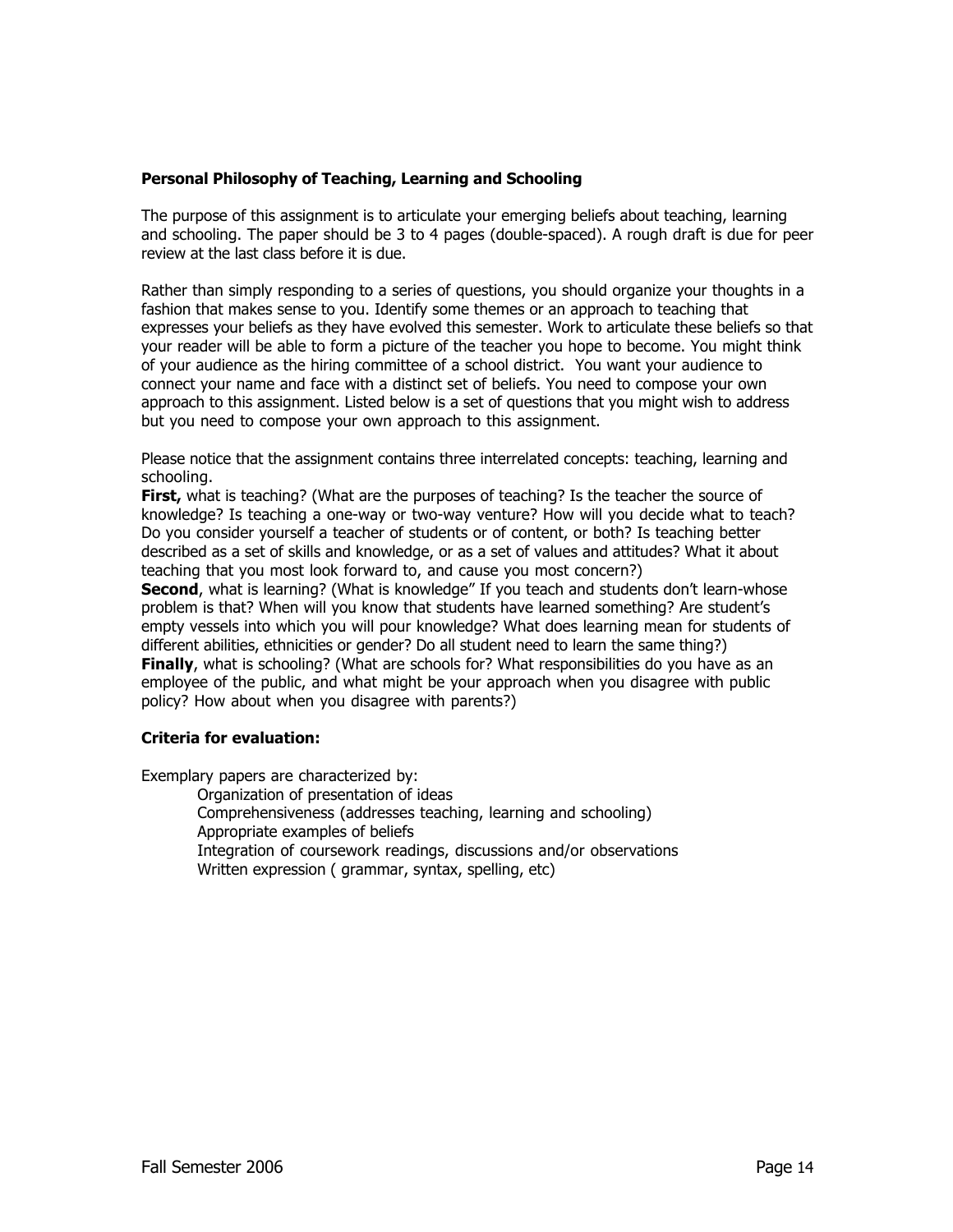**Personal Philosophy of Teaching, Learning and Schooling**

The purpose of this assignment is to articulate your emerging beliefs about teaching, learning and schooling. The paper should be 3 to 4 pages (double-spaced). A rough draft is due for peer review at the last class before it is due.

Rather than simply responding to a series of questions, you should organize your thoughts in a fashion that makes sense to you. Identify some themes or an approach to teaching that expresses your beliefs as they have evolved this semester. Work to articulate these beliefs so that your reader will be able to form a picture of the teacher you hope to become. You might think of your audience as the hiring committee of a school district.  You want your audience to connect your name and face with a distinct set of beliefs. You need to compose your own approach to this assignment. Listed below is a set of questions that you might wish to address but you need to compose your own approach to this assignment.

Please notice that the assignment contains three interrelated concepts: teaching, learning and schooling.
**First,** what is teaching? (What are the purposes of teaching? Is the teacher the source of knowledge? Is teaching a one-way or two-way venture? How will you decide what to teach? Do you consider yourself a teacher of students or of content, or both? Is teaching better described as a set of skills and knowledge, or as a set of values and attitudes? What it about teaching that you most look forward to, and cause you most concern?)
**Second**, what is learning? (What is knowledge" If you teach and students don't learn-whose problem is that? When will you know that students have learned something? Are student's empty vessels into which you will pour knowledge? What does learning mean for students of different abilities, ethnicities or gender? Do all student need to learn the same thing?)
**Finally**, what is schooling? (What are schools for? What responsibilities do you have as an employee of the public, and what might be your approach when you disagree with public policy? How about when you disagree with parents?)

**Criteria for evaluation:**

Exemplary papers are characterized by:

- Organization of presentation of ideas
- Comprehensiveness (addresses teaching, learning and schooling)
- Appropriate examples of beliefs
- Integration of coursework readings, discussions and/or observations
- Written expression ( grammar, syntax, spelling, etc)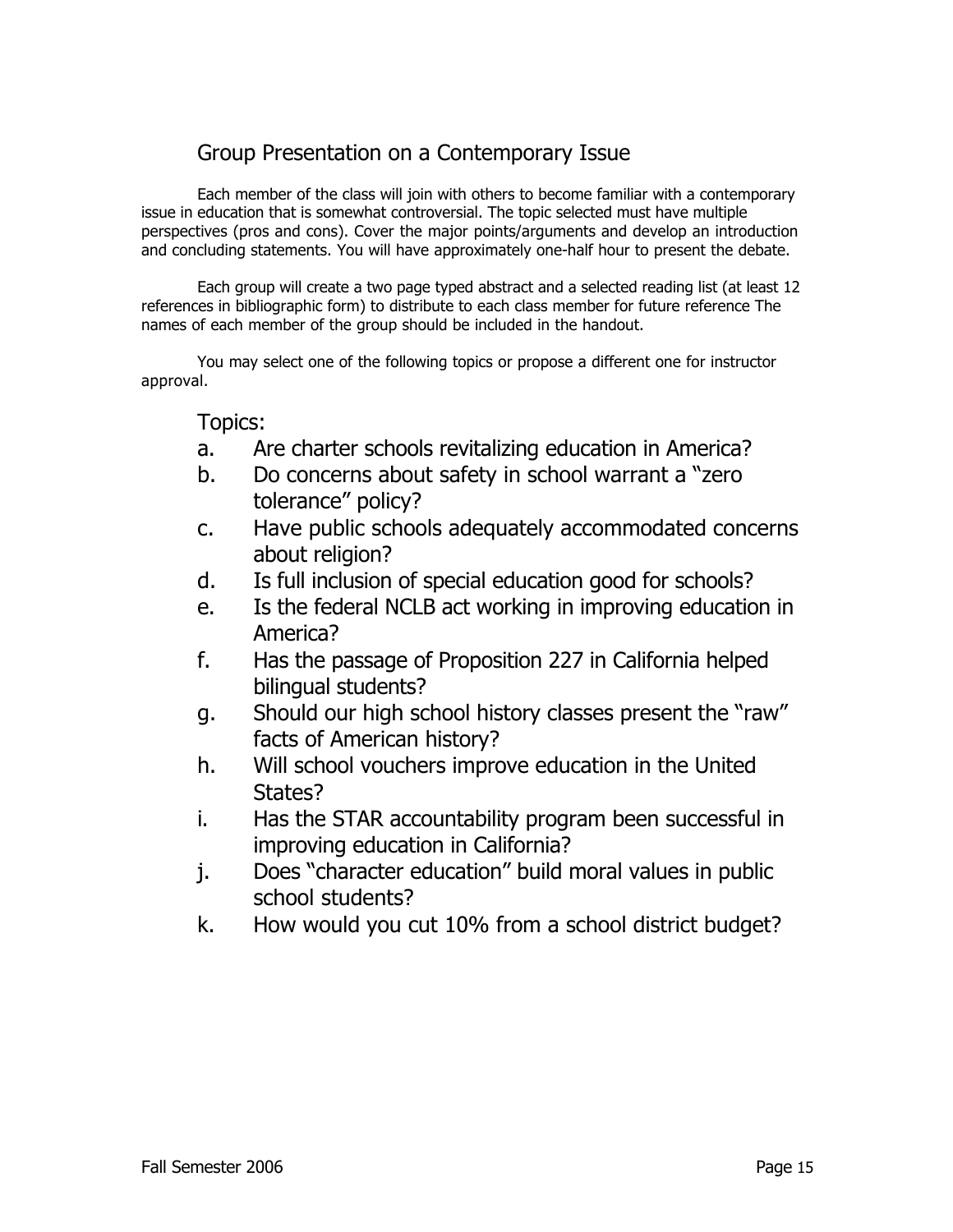## Group Presentation on a Contemporary Issue

Each member of the class will join with others to become familiar with a contemporary issue in education that is somewhat controversial. The topic selected must have multiple perspectives (pros and cons). Cover the major points/arguments and develop an introduction and concluding statements. You will have approximately one-half hour to present the debate.

Each group will create a two page typed abstract and a selected reading list (at least 12 references in bibliographic form) to distribute to each class member for future reference The names of each member of the group should be included in the handout.

You may select one of the following topics or propose a different one for instructor approval.

### Topics:

a. Are charter schools revitalizing education in America?
b. Do concerns about safety in school warrant a "zero tolerance" policy?
c. Have public schools adequately accommodated concerns about religion?
d. Is full inclusion of special education good for schools?
e. Is the federal NCLB act working in improving education in America?
f. Has the passage of Proposition 227 in California helped bilingual students?
g. Should our high school history classes present the "raw" facts of American history?
h. Will school vouchers improve education in the United States?
i. Has the STAR accountability program been successful in improving education in California?
j. Does "character education" build moral values in public school students?
k. How would you cut 10% from a school district budget?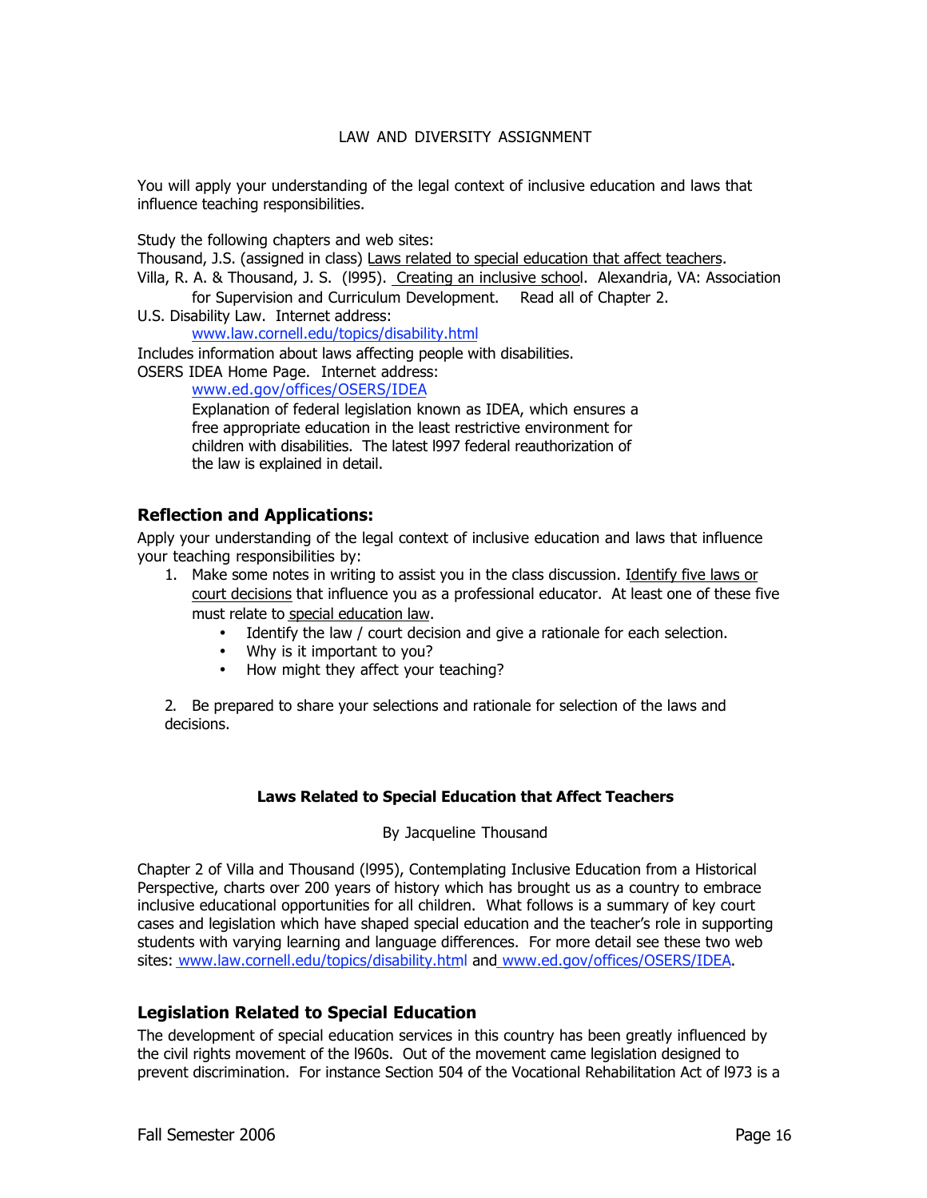LAW AND DIVERSITY ASSIGNMENT

You will apply your understanding of the legal context of inclusive education and laws that influence teaching responsibilities.

Study the following chapters and web sites:

Thousand, J.S. (assigned in class) Laws related to special education that affect teachers.

Villa, R. A. & Thousand, J. S. (l995). Creating an inclusive school. Alexandria, VA: Association for Supervision and Curriculum Development. Read all of Chapter 2.

U.S. Disability Law. Internet address: www.law.cornell.edu/topics/disability.html

Includes information about laws affecting people with disabilities.

OSERS IDEA Home Page. Internet address: www.ed.gov/offices/OSERS/IDEA

Explanation of federal legislation known as IDEA, which ensures a free appropriate education in the least restrictive environment for children with disabilities. The latest l997 federal reauthorization of the law is explained in detail.

### Reflection and Applications:

Apply your understanding of the legal context of inclusive education and laws that influence your teaching responsibilities by:

1. Make some notes in writing to assist you in the class discussion. Identify five laws or court decisions that influence you as a professional educator. At least one of these five must relate to special education law.
   - Identify the law / court decision and give a rationale for each selection.
   - Why is it important to you?
   - How might they affect your teaching?

2. Be prepared to share your selections and rationale for selection of the laws and decisions.

#### Laws Related to Special Education that Affect Teachers

By Jacqueline Thousand

Chapter 2 of Villa and Thousand (l995), Contemplating Inclusive Education from a Historical Perspective, charts over 200 years of history which has brought us as a country to embrace inclusive educational opportunities for all children. What follows is a summary of key court cases and legislation which have shaped special education and the teacher's role in supporting students with varying learning and language differences. For more detail see these two web sites: www.law.cornell.edu/topics/disability.html and www.ed.gov/offices/OSERS/IDEA.

### Legislation Related to Special Education

The development of special education services in this country has been greatly influenced by the civil rights movement of the l960s. Out of the movement came legislation designed to prevent discrimination. For instance Section 504 of the Vocational Rehabilitation Act of l973 is a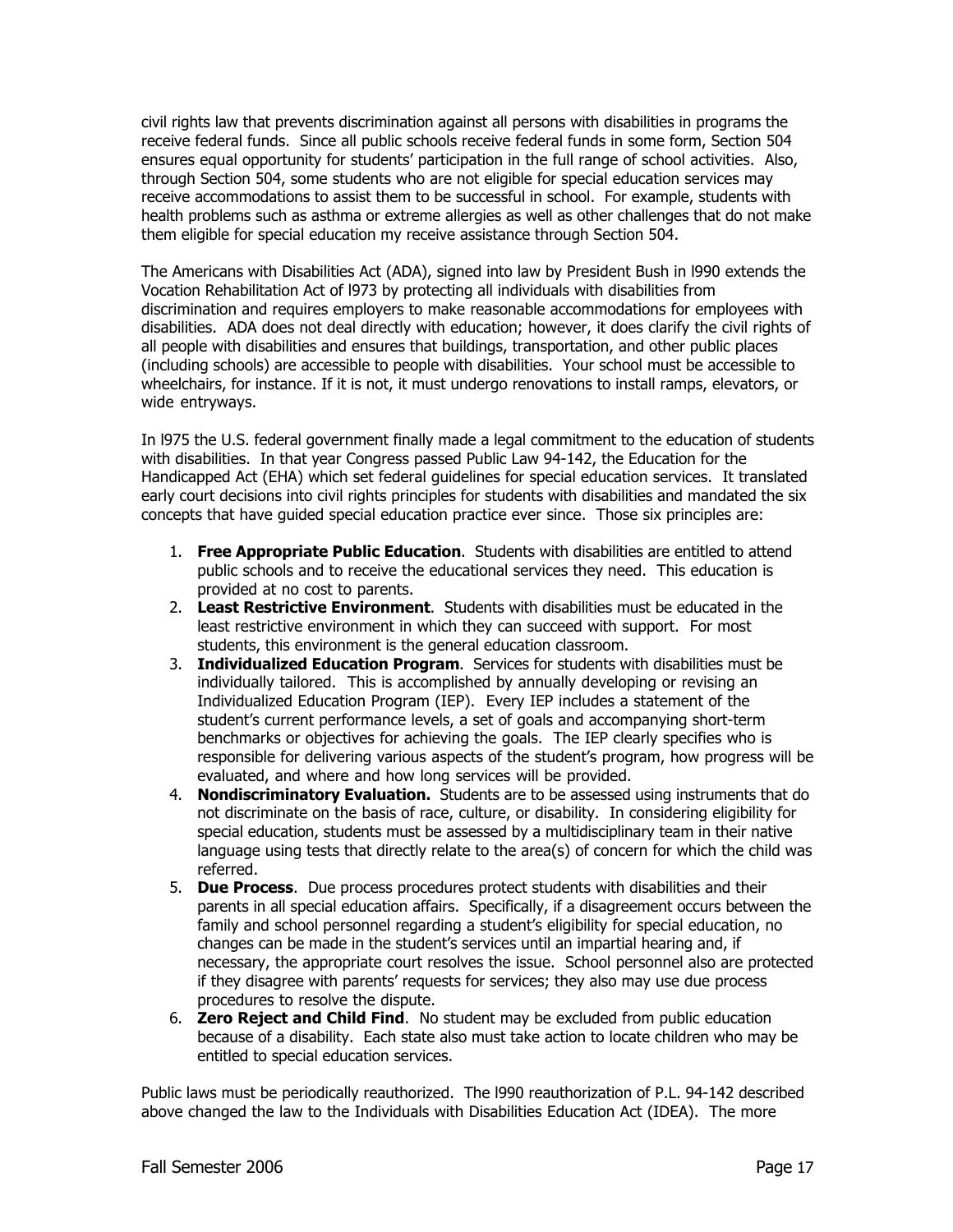civil rights law that prevents discrimination against all persons with disabilities in programs the receive federal funds. Since all public schools receive federal funds in some form, Section 504 ensures equal opportunity for students' participation in the full range of school activities. Also, through Section 504, some students who are not eligible for special education services may receive accommodations to assist them to be successful in school. For example, students with health problems such as asthma or extreme allergies as well as other challenges that do not make them eligible for special education my receive assistance through Section 504.

The Americans with Disabilities Act (ADA), signed into law by President Bush in l990 extends the Vocation Rehabilitation Act of l973 by protecting all individuals with disabilities from discrimination and requires employers to make reasonable accommodations for employees with disabilities. ADA does not deal directly with education; however, it does clarify the civil rights of all people with disabilities and ensures that buildings, transportation, and other public places (including schools) are accessible to people with disabilities. Your school must be accessible to wheelchairs, for instance. If it is not, it must undergo renovations to install ramps, elevators, or wide entryways.

In l975 the U.S. federal government finally made a legal commitment to the education of students with disabilities. In that year Congress passed Public Law 94-142, the Education for the Handicapped Act (EHA) which set federal guidelines for special education services. It translated early court decisions into civil rights principles for students with disabilities and mandated the six concepts that have guided special education practice ever since. Those six principles are:

1. **Free Appropriate Public Education**. Students with disabilities are entitled to attend public schools and to receive the educational services they need. This education is provided at no cost to parents.
2. **Least Restrictive Environment**. Students with disabilities must be educated in the least restrictive environment in which they can succeed with support. For most students, this environment is the general education classroom.
3. **Individualized Education Program**. Services for students with disabilities must be individually tailored. This is accomplished by annually developing or revising an Individualized Education Program (IEP). Every IEP includes a statement of the student's current performance levels, a set of goals and accompanying short-term benchmarks or objectives for achieving the goals. The IEP clearly specifies who is responsible for delivering various aspects of the student's program, how progress will be evaluated, and where and how long services will be provided.
4. **Nondiscriminatory Evaluation.** Students are to be assessed using instruments that do not discriminate on the basis of race, culture, or disability. In considering eligibility for special education, students must be assessed by a multidisciplinary team in their native language using tests that directly relate to the area(s) of concern for which the child was referred.
5. **Due Process**. Due process procedures protect students with disabilities and their parents in all special education affairs. Specifically, if a disagreement occurs between the family and school personnel regarding a student's eligibility for special education, no changes can be made in the student's services until an impartial hearing and, if necessary, the appropriate court resolves the issue. School personnel also are protected if they disagree with parents' requests for services; they also may use due process procedures to resolve the dispute.
6. **Zero Reject and Child Find**. No student may be excluded from public education because of a disability. Each state also must take action to locate children who may be entitled to special education services.

Public laws must be periodically reauthorized. The l990 reauthorization of P.L. 94-142 described above changed the law to the Individuals with Disabilities Education Act (IDEA). The more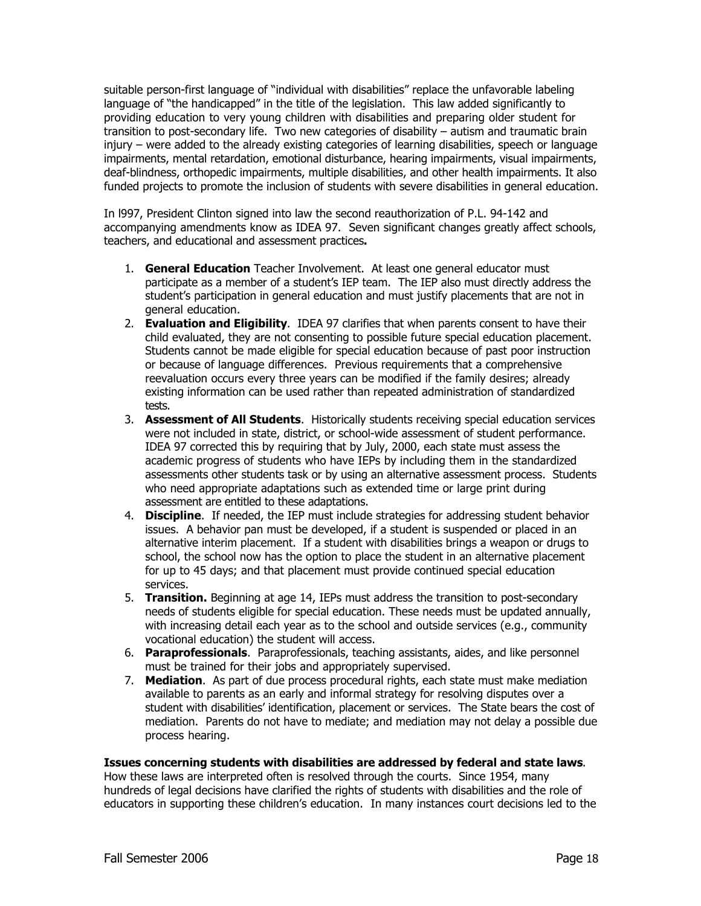suitable person-first language of "individual with disabilities" replace the unfavorable labeling language of "the handicapped" in the title of the legislation. This law added significantly to providing education to very young children with disabilities and preparing older student for transition to post-secondary life. Two new categories of disability – autism and traumatic brain injury – were added to the already existing categories of learning disabilities, speech or language impairments, mental retardation, emotional disturbance, hearing impairments, visual impairments, deaf-blindness, orthopedic impairments, multiple disabilities, and other health impairments. It also funded projects to promote the inclusion of students with severe disabilities in general education.

In l997, President Clinton signed into law the second reauthorization of P.L. 94-142 and accompanying amendments know as IDEA 97. Seven significant changes greatly affect schools, teachers, and educational and assessment practices**.**

1. **General Education** Teacher Involvement. At least one general educator must participate as a member of a student's IEP team. The IEP also must directly address the student's participation in general education and must justify placements that are not in general education.
2. **Evaluation and Eligibility**. IDEA 97 clarifies that when parents consent to have their child evaluated, they are not consenting to possible future special education placement. Students cannot be made eligible for special education because of past poor instruction or because of language differences. Previous requirements that a comprehensive reevaluation occurs every three years can be modified if the family desires; already existing information can be used rather than repeated administration of standardized tests.
3. **Assessment of All Students**. Historically students receiving special education services were not included in state, district, or school-wide assessment of student performance. IDEA 97 corrected this by requiring that by July, 2000, each state must assess the academic progress of students who have IEPs by including them in the standardized assessments other students task or by using an alternative assessment process. Students who need appropriate adaptations such as extended time or large print during assessment are entitled to these adaptations.
4. **Discipline**. If needed, the IEP must include strategies for addressing student behavior issues. A behavior pan must be developed, if a student is suspended or placed in an alternative interim placement. If a student with disabilities brings a weapon or drugs to school, the school now has the option to place the student in an alternative placement for up to 45 days; and that placement must provide continued special education services.
5. **Transition.** Beginning at age 14, IEPs must address the transition to post-secondary needs of students eligible for special education. These needs must be updated annually, with increasing detail each year as to the school and outside services (e.g., community vocational education) the student will access.
6. **Paraprofessionals**. Paraprofessionals, teaching assistants, aides, and like personnel must be trained for their jobs and appropriately supervised.
7. **Mediation**. As part of due process procedural rights, each state must make mediation available to parents as an early and informal strategy for resolving disputes over a student with disabilities' identification, placement or services. The State bears the cost of mediation. Parents do not have to mediate; and mediation may not delay a possible due process hearing.

**Issues concerning students with disabilities are addressed by federal and state laws**. How these laws are interpreted often is resolved through the courts. Since 1954, many hundreds of legal decisions have clarified the rights of students with disabilities and the role of educators in supporting these children's education. In many instances court decisions led to the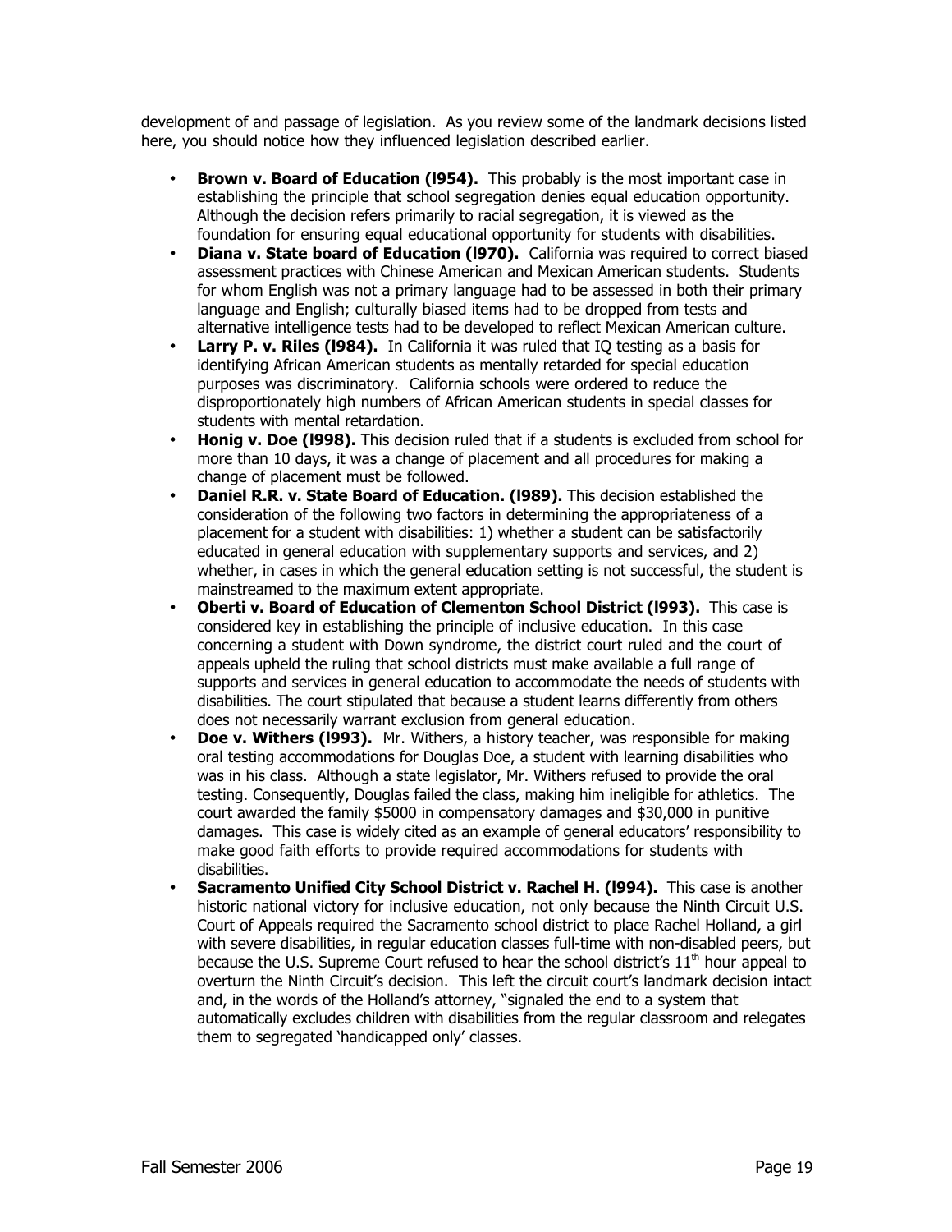development of and passage of legislation. As you review some of the landmark decisions listed here, you should notice how they influenced legislation described earlier.

- **Brown v. Board of Education (l954).** This probably is the most important case in establishing the principle that school segregation denies equal education opportunity. Although the decision refers primarily to racial segregation, it is viewed as the foundation for ensuring equal educational opportunity for students with disabilities.
- **Diana v. State board of Education (l970).** California was required to correct biased assessment practices with Chinese American and Mexican American students. Students for whom English was not a primary language had to be assessed in both their primary language and English; culturally biased items had to be dropped from tests and alternative intelligence tests had to be developed to reflect Mexican American culture.
- **Larry P. v. Riles (l984).** In California it was ruled that IQ testing as a basis for identifying African American students as mentally retarded for special education purposes was discriminatory. California schools were ordered to reduce the disproportionately high numbers of African American students in special classes for students with mental retardation.
- **Honig v. Doe (l998).** This decision ruled that if a students is excluded from school for more than 10 days, it was a change of placement and all procedures for making a change of placement must be followed.
- **Daniel R.R. v. State Board of Education. (l989).** This decision established the consideration of the following two factors in determining the appropriateness of a placement for a student with disabilities: 1) whether a student can be satisfactorily educated in general education with supplementary supports and services, and 2) whether, in cases in which the general education setting is not successful, the student is mainstreamed to the maximum extent appropriate.
- **Oberti v. Board of Education of Clementon School District (l993).** This case is considered key in establishing the principle of inclusive education. In this case concerning a student with Down syndrome, the district court ruled and the court of appeals upheld the ruling that school districts must make available a full range of supports and services in general education to accommodate the needs of students with disabilities. The court stipulated that because a student learns differently from others does not necessarily warrant exclusion from general education.
- **Doe v. Withers (l993).** Mr. Withers, a history teacher, was responsible for making oral testing accommodations for Douglas Doe, a student with learning disabilities who was in his class. Although a state legislator, Mr. Withers refused to provide the oral testing. Consequently, Douglas failed the class, making him ineligible for athletics. The court awarded the family $5000 in compensatory damages and $30,000 in punitive damages. This case is widely cited as an example of general educators' responsibility to make good faith efforts to provide required accommodations for students with disabilities.
- **Sacramento Unified City School District v. Rachel H. (l994).** This case is another historic national victory for inclusive education, not only because the Ninth Circuit U.S. Court of Appeals required the Sacramento school district to place Rachel Holland, a girl with severe disabilities, in regular education classes full-time with non-disabled peers, but because the U.S. Supreme Court refused to hear the school district's 11th hour appeal to overturn the Ninth Circuit's decision. This left the circuit court's landmark decision intact and, in the words of the Holland's attorney, "signaled the end to a system that automatically excludes children with disabilities from the regular classroom and relegates them to segregated 'handicapped only' classes.